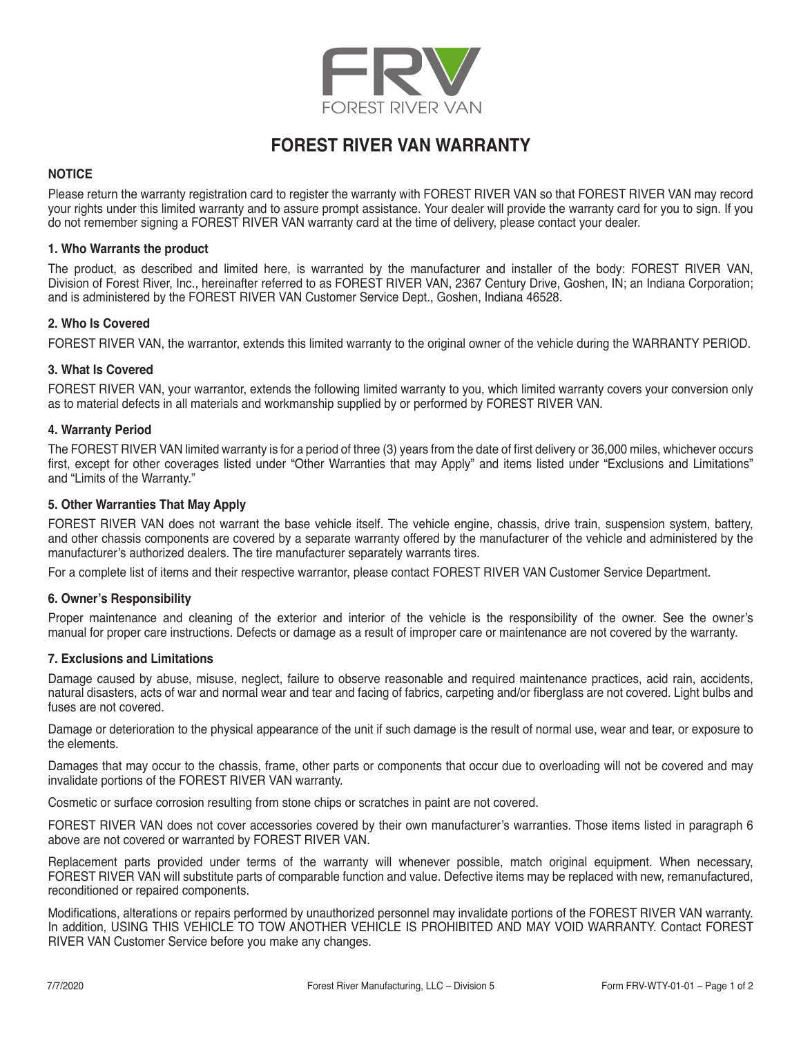FRV
FOREST RIVER VAN

# FOREST RIVER VAN WARRANTY

### NOTICE

Please return the warranty registration card to register the warranty with FOREST RIVER VAN so that FOREST RIVER VAN may record your rights under this limited warranty and to assure prompt assistance. Your dealer will provide the warranty card for you to sign. If you do not remember signing a FOREST RIVER VAN warranty card at the time of delivery, please contact your dealer.

### 1. Who Warrants the product

The product, as described and limited here, is warranted by the manufacturer and installer of the body: FOREST RIVER VAN, Division of Forest River, Inc., hereinafter referred to as FOREST RIVER VAN, 2367 Century Drive, Goshen, IN; an Indiana Corporation; and is administered by the FOREST RIVER VAN Customer Service Dept., Goshen, Indiana 46528.

### 2. Who Is Covered

FOREST RIVER VAN, the warrantor, extends this limited warranty to the original owner of the vehicle during the WARRANTY PERIOD.

### 3. What Is Covered

FOREST RIVER VAN, your warrantor, extends the following limited warranty to you, which limited warranty covers your conversion only as to material defects in all materials and workmanship supplied by or performed by FOREST RIVER VAN.

### 4. Warranty Period

The FOREST RIVER VAN limited warranty is for a period of three (3) years from the date of first delivery or 36,000 miles, whichever occurs first, except for other coverages listed under "Other Warranties that may Apply" and items listed under "Exclusions and Limitations" and "Limits of the Warranty."

### 5. Other Warranties That May Apply

FOREST RIVER VAN does not warrant the base vehicle itself. The vehicle engine, chassis, drive train, suspension system, battery, and other chassis components are covered by a separate warranty offered by the manufacturer of the vehicle and administered by the manufacturer's authorized dealers. The tire manufacturer separately warrants tires.

For a complete list of items and their respective warrantor, please contact FOREST RIVER VAN Customer Service Department.

### 6. Owner's Responsibility

Proper maintenance and cleaning of the exterior and interior of the vehicle is the responsibility of the owner. See the owner's manual for proper care instructions. Defects or damage as a result of improper care or maintenance are not covered by the warranty.

### 7. Exclusions and Limitations

Damage caused by abuse, misuse, neglect, failure to observe reasonable and required maintenance practices, acid rain, accidents, natural disasters, acts of war and normal wear and tear and facing of fabrics, carpeting and/or fiberglass are not covered. Light bulbs and fuses are not covered.

Damage or deterioration to the physical appearance of the unit if such damage is the result of normal use, wear and tear, or exposure to the elements.

Damages that may occur to the chassis, frame, other parts or components that occur due to overloading will not be covered and may invalidate portions of the FOREST RIVER VAN warranty.

Cosmetic or surface corrosion resulting from stone chips or scratches in paint are not covered.

FOREST RIVER VAN does not cover accessories covered by their own manufacturer's warranties. Those items listed in paragraph 6 above are not covered or warranted by FOREST RIVER VAN.

Replacement parts provided under terms of the warranty will whenever possible, match original equipment. When necessary, FOREST RIVER VAN will substitute parts of comparable function and value. Defective items may be replaced with new, remanufactured, reconditioned or repaired components.

Modifications, alterations or repairs performed by unauthorized personnel may invalidate portions of the FOREST RIVER VAN warranty. In addition, USING THIS VEHICLE TO TOW ANOTHER VEHICLE IS PROHIBITED AND MAY VOID WARRANTY. Contact FOREST RIVER VAN Customer Service before you make any changes.

7/7/2020 Forest River Manufacturing, LLC – Division 5 Form FRV-WTY-01-01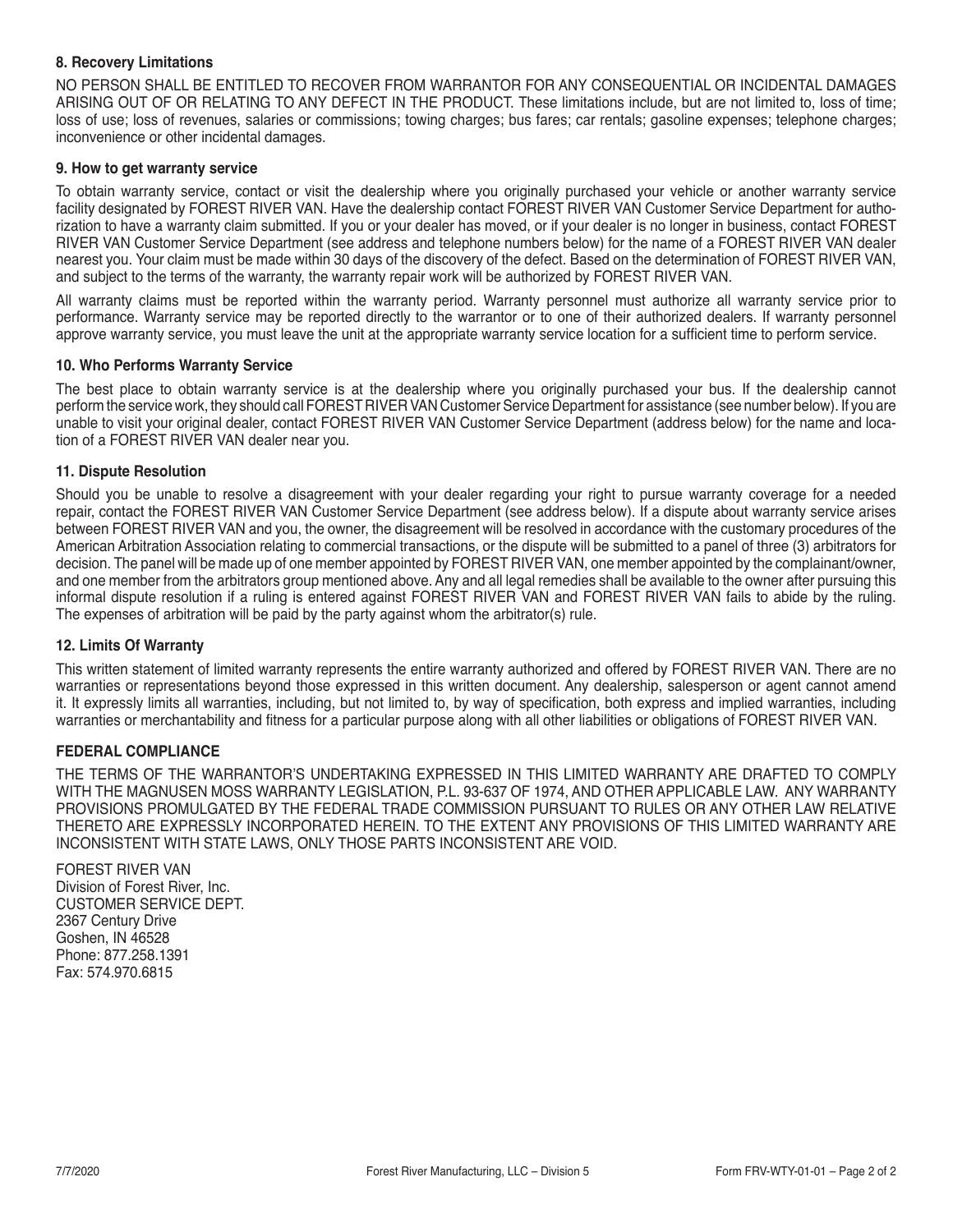### 8. Recovery Limitations

NO PERSON SHALL BE ENTITLED TO RECOVER FROM WARRANTOR FOR ANY CONSEQUENTIAL OR INCIDENTAL DAMAGES ARISING OUT OF OR RELATING TO ANY DEFECT IN THE PRODUCT. These limitations include, but are not limited to, loss of time; loss of use; loss of revenues, salaries or commissions; towing charges; bus fares; car rentals; gasoline expenses; telephone charges; inconvenience or other incidental damages.

### 9. How to get warranty service

To obtain warranty service, contact or visit the dealership where you originally purchased your vehicle or another warranty service facility designated by FOREST RIVER VAN. Have the dealership contact FOREST RIVER VAN Customer Service Department for authorization to have a warranty claim submitted. If you or your dealer has moved, or if your dealer is no longer in business, contact FOREST RIVER VAN Customer Service Department (see address and telephone numbers below) for the name of a FOREST RIVER VAN dealer nearest you. Your claim must be made within 30 days of the discovery of the defect. Based on the determination of FOREST RIVER VAN, and subject to the terms of the warranty, the warranty repair work will be authorized by FOREST RIVER VAN.

All warranty claims must be reported within the warranty period. Warranty personnel must authorize all warranty service prior to performance. Warranty service may be reported directly to the warrantor or to one of their authorized dealers. If warranty personnel approve warranty service, you must leave the unit at the appropriate warranty service location for a sufficient time to perform service.

### 10. Who Performs Warranty Service

The best place to obtain warranty service is at the dealership where you originally purchased your bus. If the dealership cannot perform the service work, they should call FOREST RIVER VAN Customer Service Department for assistance (see number below). If you are unable to visit your original dealer, contact FOREST RIVER VAN Customer Service Department (address below) for the name and location of a FOREST RIVER VAN dealer near you.

### 11. Dispute Resolution

Should you be unable to resolve a disagreement with your dealer regarding your right to pursue warranty coverage for a needed repair, contact the FOREST RIVER VAN Customer Service Department (see address below). If a dispute about warranty service arises between FOREST RIVER VAN and you, the owner, the disagreement will be resolved in accordance with the customary procedures of the American Arbitration Association relating to commercial transactions, or the dispute will be submitted to a panel of three (3) arbitrators for decision. The panel will be made up of one member appointed by FOREST RIVER VAN, one member appointed by the complainant/owner, and one member from the arbitrators group mentioned above. Any and all legal remedies shall be available to the owner after pursuing this informal dispute resolution if a ruling is entered against FOREST RIVER VAN and FOREST RIVER VAN fails to abide by the ruling. The expenses of arbitration will be paid by the party against whom the arbitrator(s) rule.

### 12. Limits Of Warranty

This written statement of limited warranty represents the entire warranty authorized and offered by FOREST RIVER VAN. There are no warranties or representations beyond those expressed in this written document. Any dealership, salesperson or agent cannot amend it. It expressly limits all warranties, including, but not limited to, by way of specification, both express and implied warranties, including warranties or merchantability and fitness for a particular purpose along with all other liabilities or obligations of FOREST RIVER VAN.

### FEDERAL COMPLIANCE

THE TERMS OF THE WARRANTOR'S UNDERTAKING EXPRESSED IN THIS LIMITED WARRANTY ARE DRAFTED TO COMPLY WITH THE MAGNUSEN MOSS WARRANTY LEGISLATION, P.L. 93-637 OF 1974, AND OTHER APPLICABLE LAW. ANY WARRANTY PROVISIONS PROMULGATED BY THE FEDERAL TRADE COMMISSION PURSUANT TO RULES OR ANY OTHER LAW RELATIVE THERETO ARE EXPRESSLY INCORPORATED HEREIN. TO THE EXTENT ANY PROVISIONS OF THIS LIMITED WARRANTY ARE INCONSISTENT WITH STATE LAWS, ONLY THOSE PARTS INCONSISTENT ARE VOID.

FOREST RIVER VAN
Division of Forest River, Inc.
CUSTOMER SERVICE DEPT.
2367 Century Drive
Goshen, IN 46528
Phone: 877.258.1391
Fax: 574.970.6815

7/7/2020 Forest River Manufacturing, LLC – Division 5 Form FRV-WTY-01-01